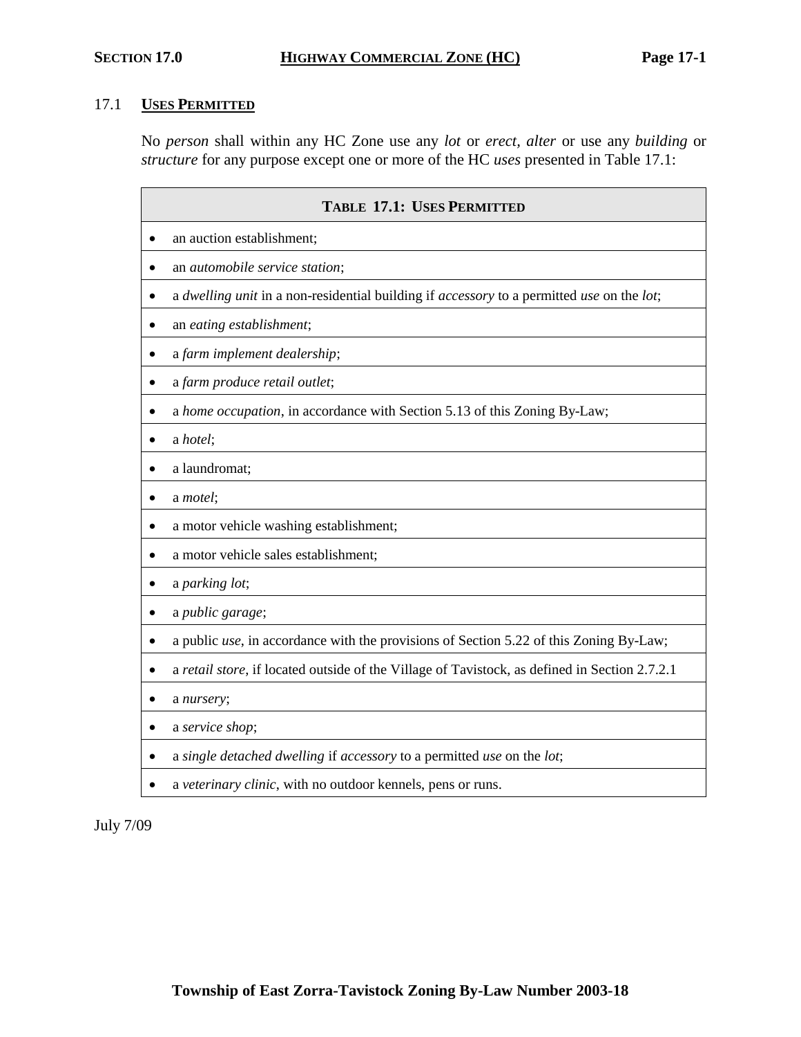## 17.1 USES PERMITTED

No *person* shall within any HC Zone use any *lot* or *erect, alter* or use any *building* or *structure* for any purpose except one or more of the HC *uses* presented in Table 17.1:

| TABLE 17.1: USES PERMITTED |
|---|
| • an auction establishment; |
| • an *automobile service station*; |
| • a *dwelling unit* in a non-residential building if *accessory* to a permitted *use* on the *lot*; |
| • an *eating establishment*; |
| • a *farm implement dealership*; |
| • a *farm produce retail outlet*; |
| • a *home occupation*, in accordance with Section 5.13 of this Zoning By-Law; |
| • a *hotel*; |
| • a laundromat; |
| • a *motel*; |
| • a motor vehicle washing establishment; |
| • a motor vehicle sales establishment; |
| • a *parking lot*; |
| • a *public garage*; |
| • a public *use*, in accordance with the provisions of Section 5.22 of this Zoning By-Law; |
| • a *retail store*, if located outside of the Village of Tavistock, as defined in Section 2.7.2.1 |
| • a *nursery*; |
| • a *service shop*; |
| • a *single detached dwelling* if *accessory* to a permitted *use* on the *lot*; |
| • a *veterinary clinic*, with no outdoor kennels, pens or runs. |

July 7/09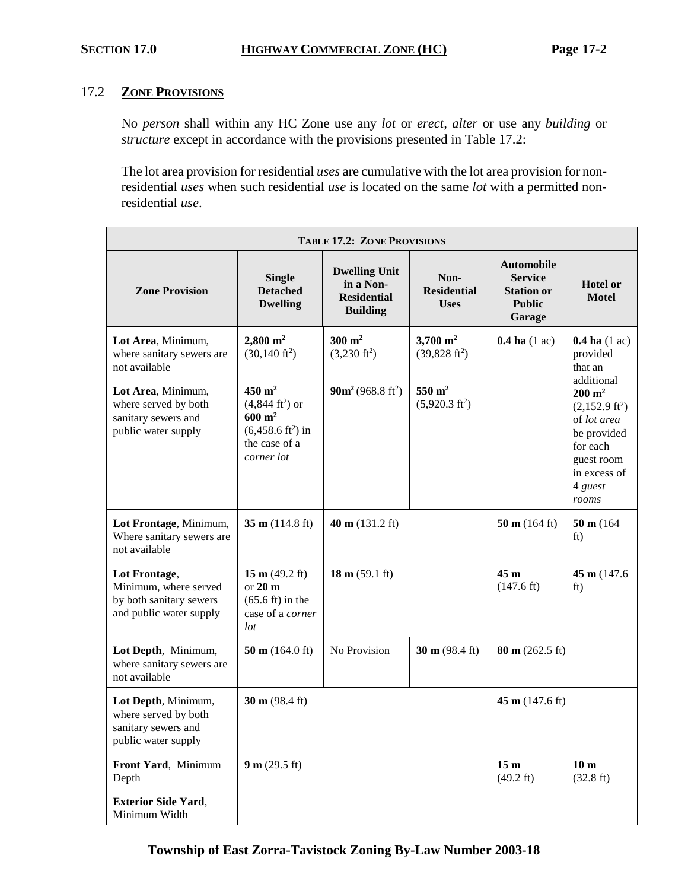## 17.2 **ZONE PROVISIONS**

No *person* shall within any HC Zone use any *lot* or *erect, alter* or use any *building* or *structure* except in accordance with the provisions presented in Table 17.2:

The lot area provision for residential *uses* are cumulative with the lot area provision for non-residential *uses* when such residential *use* is located on the same *lot* with a permitted non-residential *use*.

| **TABLE 17.2: ZONE PROVISIONS** | | | | | |
|---|---|---|---|---|---|
| **Zone Provision** | **Single Detached Dwelling** | **Dwelling Unit in a Non-Residential Building** | **Non-Residential Uses** | **Automobile Service Station or Public Garage** | **Hotel or Motel** |
| **Lot Area**, Minimum, where sanitary sewers are not available | **2,800 m²** (30,140 ft²) | **300 m²** (3,230 ft²) | **3,700 m²** (39,828 ft²) | **0.4 ha** (1 ac) | **0.4 ha** (1 ac) provided that an additional **200 m²** (2,152.9 ft²) of *lot area* be provided for each guest room in excess of 4 *guest rooms* |
| **Lot Area**, Minimum, where served by both sanitary sewers and public water supply | **450 m²** (4,844 ft²) or **600 m²** (6,458.6 ft²) in the case of a *corner lot* | **90m²** (968.8 ft²) | **550 m²** (5,920.3 ft²) | | |
| **Lot Frontage**, Minimum, Where sanitary sewers are not available | **35 m** (114.8 ft) | **40 m** (131.2 ft) | | **50 m** (164 ft) | **50 m** (164 ft) |
| **Lot Frontage**, Minimum, where served by both sanitary sewers and public water supply | **15 m** (49.2 ft) or **20 m** (65.6 ft) in the case of a *corner lot* | **18 m** (59.1 ft) | | **45 m** (147.6 ft) | **45 m** (147.6 ft) |
| **Lot Depth**, Minimum, where sanitary sewers are not available | **50 m** (164.0 ft) | No Provision | **30 m** (98.4 ft) | **80 m** (262.5 ft) | |
| **Lot Depth**, Minimum, where served by both sanitary sewers and public water supply | **30 m** (98.4 ft) | | | **45 m** (147.6 ft) | |
| **Front Yard**, Minimum Depth<br><br>**Exterior Side Yard**, Minimum Width | **9 m** (29.5 ft) | | | **15 m** (49.2 ft) | **10 m** (32.8 ft) |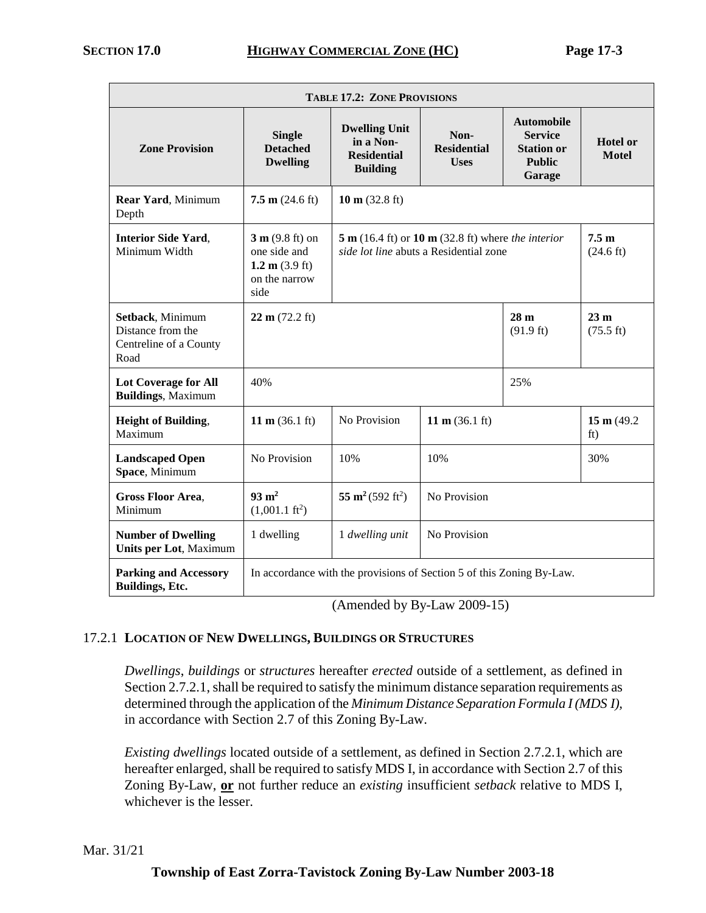| **TABLE 17.2: ZONE PROVISIONS** | | | | | |
|---|---|---|---|---|---|
| **Zone Provision** | **Single Detached Dwelling** | **Dwelling Unit in a Non-Residential Building** | **Non-Residential Uses** | **Automobile Service Station or Public Garage** | **Hotel or Motel** |
| **Rear Yard**, Minimum Depth | **7.5 m** (24.6 ft) | **10 m** (32.8 ft) | | | |
| **Interior Side Yard**, Minimum Width | **3 m** (9.8 ft) on one side and **1.2 m** (3.9 ft) on the narrow side | **5 m** (16.4 ft) or **10 m** (32.8 ft) where *the interior side lot line* abuts a Residential zone | | | **7.5 m** (24.6 ft) |
| **Setback**, Minimum Distance from the Centreline of a County Road | **22 m** (72.2 ft) | | | **28 m** (91.9 ft) | **23 m** (75.5 ft) |
| **Lot Coverage for All Buildings**, Maximum | 40% | | | 25% | |
| **Height of Building**, Maximum | **11 m** (36.1 ft) | No Provision | **11 m** (36.1 ft) | | **15 m** (49.2 ft) |
| **Landscaped Open Space**, Minimum | No Provision | 10% | 10% | | 30% |
| **Gross Floor Area**, Minimum | **93 m²** (1,001.1 ft²) | **55 m²** (592 ft²) | No Provision | | |
| **Number of Dwelling Units per Lot**, Maximum | 1 dwelling | 1 *dwelling unit* | No Provision | | |
| **Parking and Accessory Buildings, Etc.** | In accordance with the provisions of Section 5 of this Zoning By-Law. | | | | |

(Amended by By-Law 2009-15)

### 17.2.1 LOCATION OF NEW DWELLINGS, BUILDINGS OR STRUCTURES

*Dwellings*, *buildings* or *structures* hereafter *erected* outside of a settlement, as defined in Section 2.7.2.1, shall be required to satisfy the minimum distance separation requirements as determined through the application of the *Minimum Distance Separation Formula I (MDS I)*, in accordance with Section 2.7 of this Zoning By-Law.

*Existing dwellings* located outside of a settlement, as defined in Section 2.7.2.1, which are hereafter enlarged, shall be required to satisfy MDS I, in accordance with Section 2.7 of this Zoning By-Law, **or** not further reduce an *existing* insufficient *setback* relative to MDS I, whichever is the lesser.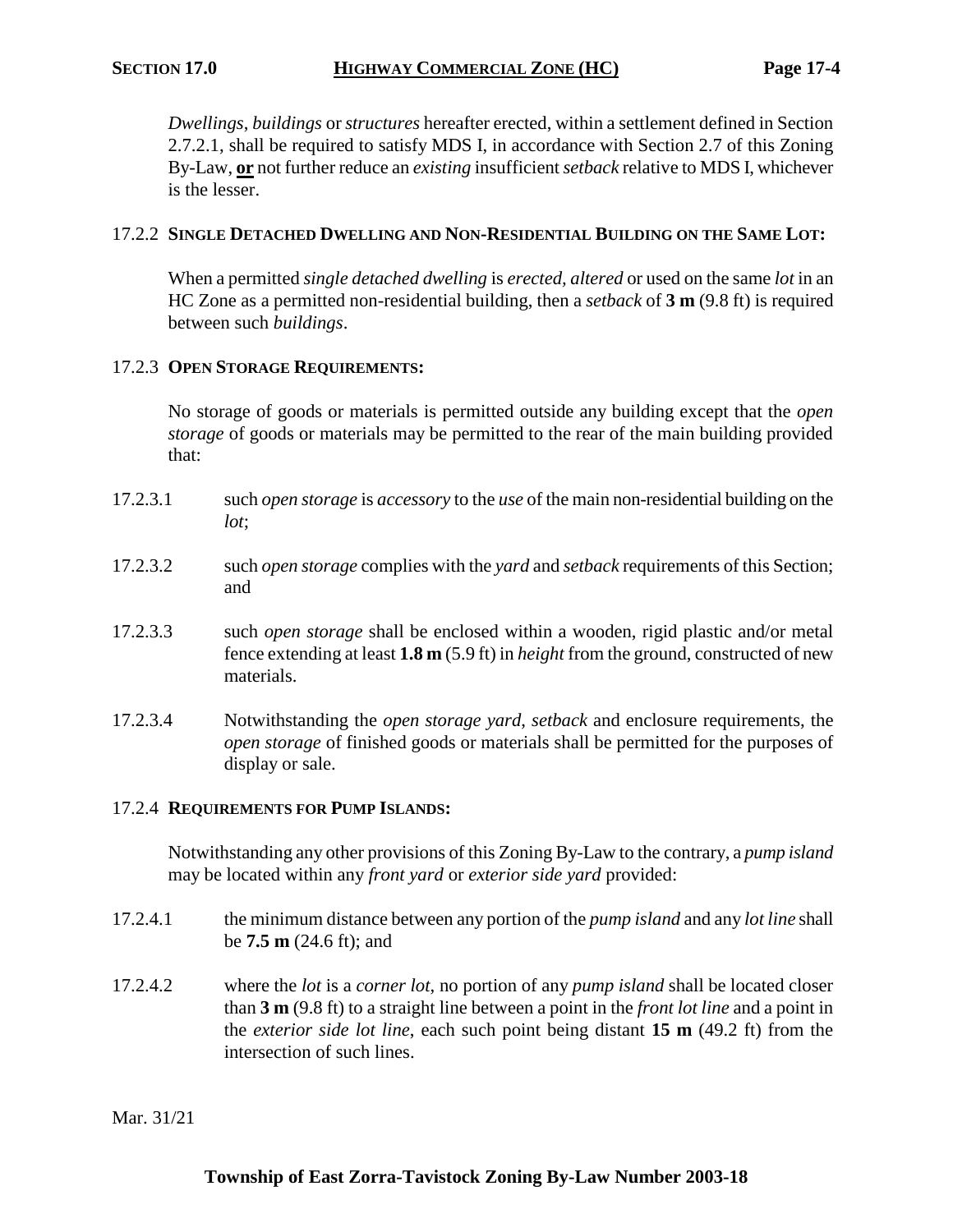*Dwellings*, *buildings* or *structures* hereafter erected, within a settlement defined in Section 2.7.2.1, shall be required to satisfy MDS I, in accordance with Section 2.7 of this Zoning By-Law, **or** not further reduce an *existing* insufficient *setback* relative to MDS I, whichever is the lesser.

### 17.2.2 SINGLE DETACHED DWELLING AND NON-RESIDENTIAL BUILDING ON THE SAME LOT:

When a permitted *single detached dwelling* is *erected, altered* or used on the same *lot* in an HC Zone as a permitted non-residential building, then a *setback* of **3 m** (9.8 ft) is required between such *buildings*.

### 17.2.3 OPEN STORAGE REQUIREMENTS:

No storage of goods or materials is permitted outside any building except that the *open storage* of goods or materials may be permitted to the rear of the main building provided that:

17.2.3.1 such *open storage* is *accessory* to the *use* of the main non-residential building on the *lot*;

17.2.3.2 such *open storage* complies with the *yard* and *setback* requirements of this Section; and

17.2.3.3 such *open storage* shall be enclosed within a wooden, rigid plastic and/or metal fence extending at least **1.8 m** (5.9 ft) in *height* from the ground, constructed of new materials.

17.2.3.4 Notwithstanding the *open storage yard*, *setback* and enclosure requirements, the *open storage* of finished goods or materials shall be permitted for the purposes of display or sale.

### 17.2.4 REQUIREMENTS FOR PUMP ISLANDS:

Notwithstanding any other provisions of this Zoning By-Law to the contrary, a *pump island* may be located within any *front yard* or *exterior side yard* provided:

17.2.4.1 the minimum distance between any portion of the *pump island* and any *lot line* shall be **7.5 m** (24.6 ft); and

17.2.4.2 where the *lot* is a *corner lot*, no portion of any *pump island* shall be located closer than **3 m** (9.8 ft) to a straight line between a point in the *front lot line* and a point in the *exterior side lot line*, each such point being distant **15 m** (49.2 ft) from the intersection of such lines.

Mar. 31/21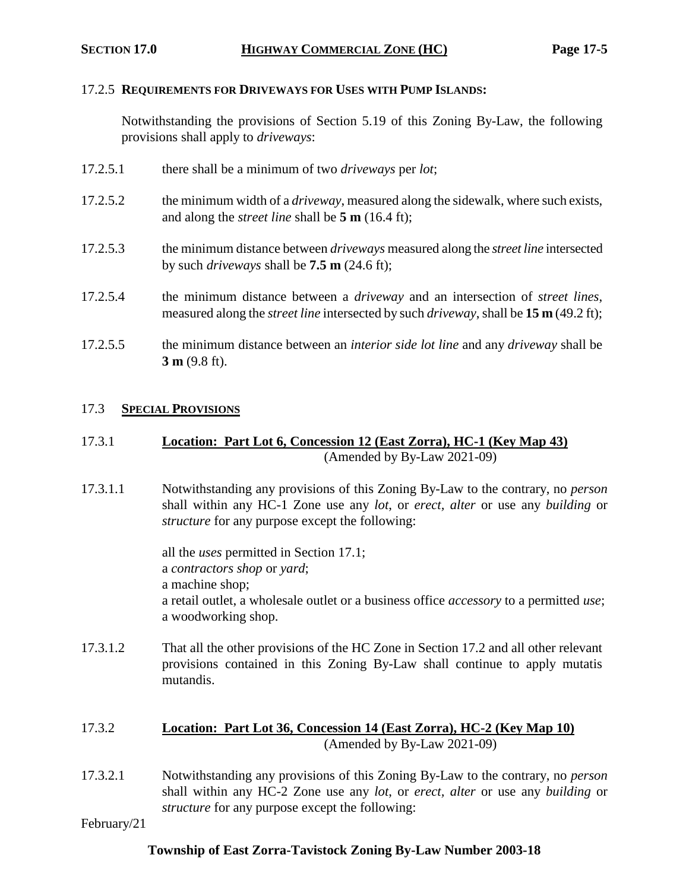### 17.2.5 **REQUIREMENTS FOR DRIVEWAYS FOR USES WITH PUMP ISLANDS:**

Notwithstanding the provisions of Section 5.19 of this Zoning By-Law, the following provisions shall apply to *driveways*:

17.2.5.1 there shall be a minimum of two *driveways* per *lot*;

17.2.5.2 the minimum width of a *driveway*, measured along the sidewalk, where such exists, and along the *street line* shall be **5 m** (16.4 ft);

17.2.5.3 the minimum distance between *driveways* measured along the *street line* intersected by such *driveways* shall be **7.5 m** (24.6 ft);

17.2.5.4 the minimum distance between a *driveway* and an intersection of *street lines*, measured along the *street line* intersected by such *driveway*, shall be **15 m** (49.2 ft);

17.2.5.5 the minimum distance between an *interior side lot line* and any *driveway* shall be **3 m** (9.8 ft).

## 17.3 SPECIAL PROVISIONS

### 17.3.1 Location: Part Lot 6, Concession 12 (East Zorra), HC-1 (Key Map 43)

(Amended by By-Law 2021-09)

17.3.1.1 Notwithstanding any provisions of this Zoning By-Law to the contrary, no *person* shall within any HC-1 Zone use any *lot*, or *erect*, *alter* or use any *building* or *structure* for any purpose except the following:

all the *uses* permitted in Section 17.1;
a *contractors shop* or *yard*;
a machine shop;
a retail outlet, a wholesale outlet or a business office *accessory* to a permitted *use*;
a woodworking shop.

17.3.1.2 That all the other provisions of the HC Zone in Section 17.2 and all other relevant provisions contained in this Zoning By-Law shall continue to apply mutatis mutandis.

### 17.3.2 Location: Part Lot 36, Concession 14 (East Zorra), HC-2 (Key Map 10)

(Amended by By-Law 2021-09)

17.3.2.1 Notwithstanding any provisions of this Zoning By-Law to the contrary, no *person* shall within any HC-2 Zone use any *lot*, or *erect*, *alter* or use any *building* or *structure* for any purpose except the following: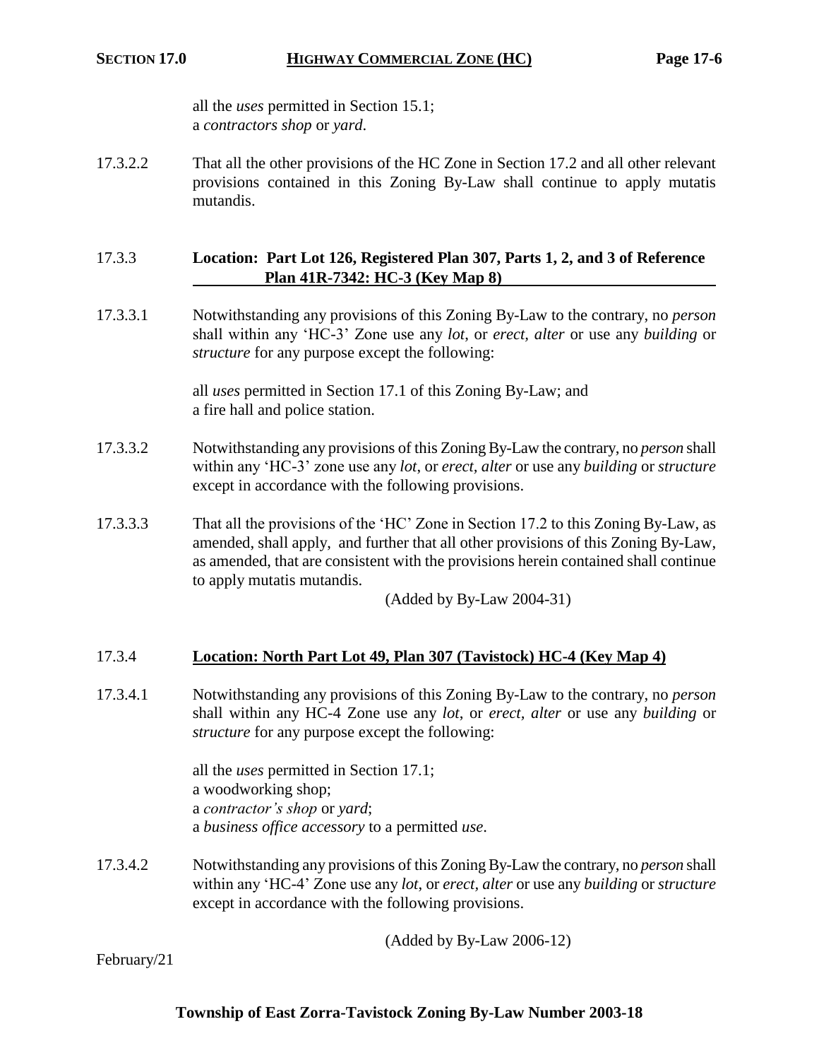all the *uses* permitted in Section 15.1;
a *contractors shop* or *yard*.

17.3.2.2 That all the other provisions of the HC Zone in Section 17.2 and all other relevant provisions contained in this Zoning By-Law shall continue to apply mutatis mutandis.

### 17.3.3 Location: Part Lot 126, Registered Plan 307, Parts 1, 2, and 3 of Reference Plan 41R-7342: HC-3 (Key Map 8)

17.3.3.1 Notwithstanding any provisions of this Zoning By-Law to the contrary, no *person* shall within any 'HC-3' Zone use any *lot*, or *erect, alter* or use any *building* or *structure* for any purpose except the following:

all *uses* permitted in Section 17.1 of this Zoning By-Law; and
a fire hall and police station.

17.3.3.2 Notwithstanding any provisions of this Zoning By-Law the contrary, no *person* shall within any 'HC-3' zone use any *lot*, or *erect, alter* or use any *building* or *structure* except in accordance with the following provisions.

17.3.3.3 That all the provisions of the 'HC' Zone in Section 17.2 to this Zoning By-Law, as amended, shall apply, and further that all other provisions of this Zoning By-Law, as amended, that are consistent with the provisions herein contained shall continue to apply mutatis mutandis.

(Added by By-Law 2004-31)

### 17.3.4 Location: North Part Lot 49, Plan 307 (Tavistock) HC-4 (Key Map 4)

17.3.4.1 Notwithstanding any provisions of this Zoning By-Law to the contrary, no *person* shall within any HC-4 Zone use any *lot*, or *erect, alter* or use any *building* or *structure* for any purpose except the following:

all the *uses* permitted in Section 17.1;
a woodworking shop;
a *contractor's shop* or *yard*;
a *business office accessory* to a permitted *use*.

17.3.4.2 Notwithstanding any provisions of this Zoning By-Law the contrary, no *person* shall within any 'HC-4' Zone use any *lot*, or *erect, alter* or use any *building* or *structure* except in accordance with the following provisions.

(Added by By-Law 2006-12)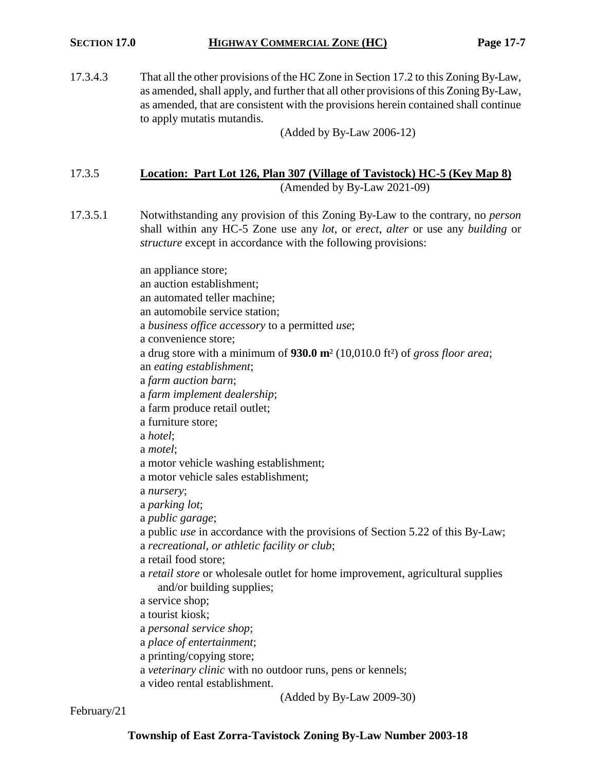17.3.4.3 That all the other provisions of the HC Zone in Section 17.2 to this Zoning By-Law, as amended, shall apply, and further that all other provisions of this Zoning By-Law, as amended, that are consistent with the provisions herein contained shall continue to apply mutatis mutandis.

(Added by By-Law 2006-12)

### 17.3.5 **Location: Part Lot 126, Plan 307 (Village of Tavistock) HC-5 (Key Map 8)**

(Amended by By-Law 2021-09)

17.3.5.1 Notwithstanding any provision of this Zoning By-Law to the contrary, no *person* shall within any HC-5 Zone use any *lot*, or *erect*, *alter* or use any *building* or *structure* except in accordance with the following provisions:

an appliance store;
an auction establishment;
an automated teller machine;
an automobile service station;
a *business office accessory* to a permitted *use*;
a convenience store;
a drug store with a minimum of **930.0 m²** (10,010.0 ft²) of *gross floor area*;
an *eating establishment*;
a *farm auction barn*;
a *farm implement dealership*;
a farm produce retail outlet;
a furniture store;
a *hotel*;
a *motel*;
a motor vehicle washing establishment;
a motor vehicle sales establishment;
a *nursery*;
a *parking lot*;
a *public garage*;
a public *use* in accordance with the provisions of Section 5.22 of this By-Law;
a *recreational, or athletic facility or club*;
a retail food store;
a *retail store* or wholesale outlet for home improvement, agricultural supplies and/or building supplies;
a service shop;
a tourist kiosk;
a *personal service shop*;
a *place of entertainment*;
a printing/copying store;
a *veterinary clinic* with no outdoor runs, pens or kennels;
a video rental establishment.

(Added by By-Law 2009-30)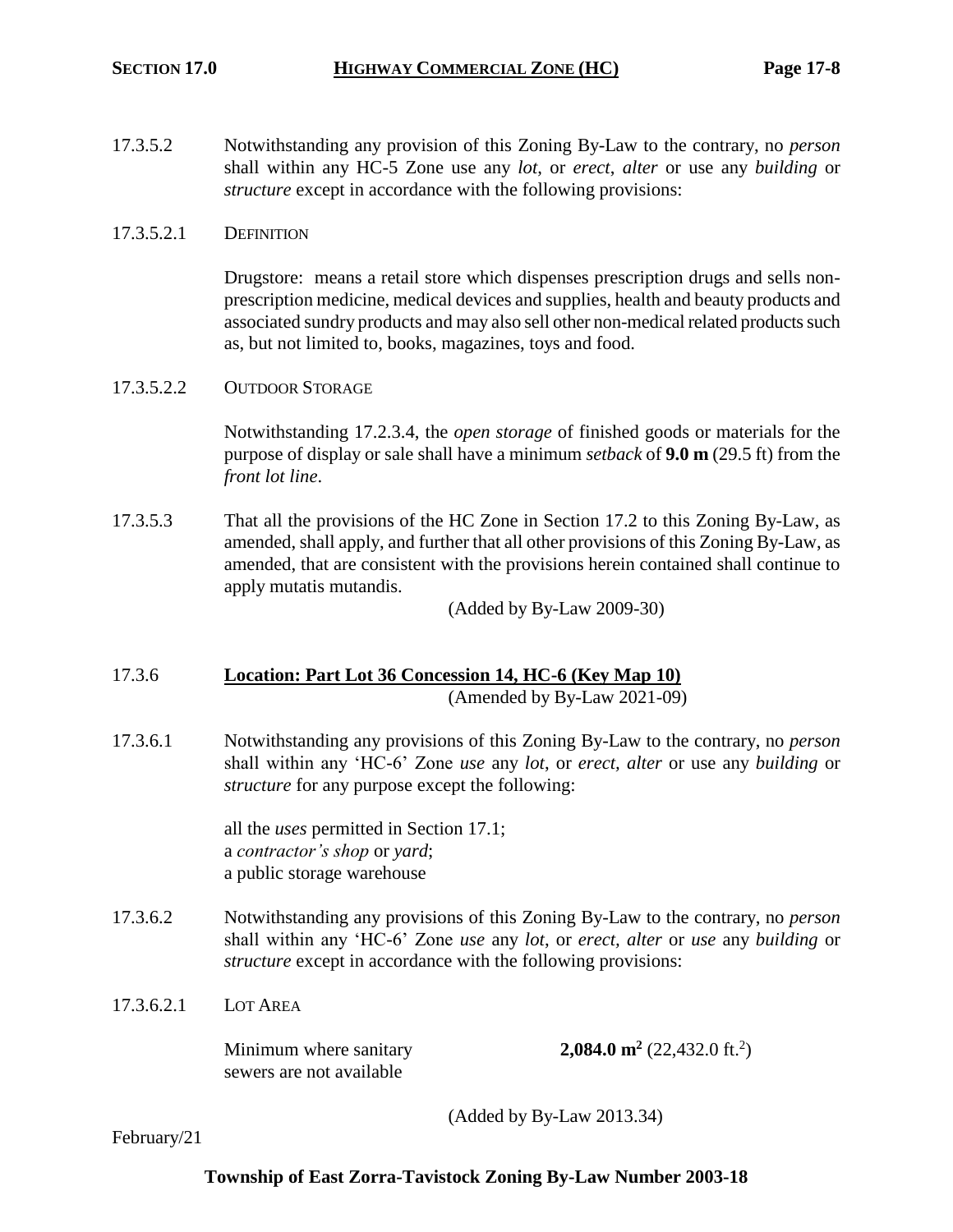17.3.5.2 Notwithstanding any provision of this Zoning By-Law to the contrary, no *person* shall within any HC-5 Zone use any *lot*, or *erect*, *alter* or use any *building* or *structure* except in accordance with the following provisions:

17.3.5.2.1 DEFINITION

Drugstore: means a retail store which dispenses prescription drugs and sells non-prescription medicine, medical devices and supplies, health and beauty products and associated sundry products and may also sell other non-medical related products such as, but not limited to, books, magazines, toys and food.

17.3.5.2.2 OUTDOOR STORAGE

Notwithstanding 17.2.3.4, the *open storage* of finished goods or materials for the purpose of display or sale shall have a minimum *setback* of **9.0 m** (29.5 ft) from the *front lot line*.

17.3.5.3 That all the provisions of the HC Zone in Section 17.2 to this Zoning By-Law, as amended, shall apply, and further that all other provisions of this Zoning By-Law, as amended, that are consistent with the provisions herein contained shall continue to apply mutatis mutandis.

(Added by By-Law 2009-30)

## 17.3.6 Location: Part Lot 36 Concession 14, HC-6 (Key Map 10)

(Amended by By-Law 2021-09)

17.3.6.1 Notwithstanding any provisions of this Zoning By-Law to the contrary, no *person* shall within any 'HC-6' Zone *use* any *lot*, or *erect*, *alter* or use any *building* or *structure* for any purpose except the following:

all the *uses* permitted in Section 17.1;
a *contractor's shop* or *yard*;
a public storage warehouse

17.3.6.2 Notwithstanding any provisions of this Zoning By-Law to the contrary, no *person* shall within any 'HC-6' Zone *use* any *lot*, or *erect*, *alter* or *use* any *building* or *structure* except in accordance with the following provisions:

17.3.6.2.1 LOT AREA

| | |
|---|---|
| Minimum where sanitary sewers are not available | **2,084.0 m$^2$** (22,432.0 ft.$^2$) |

(Added by By-Law 2013.34)

February/21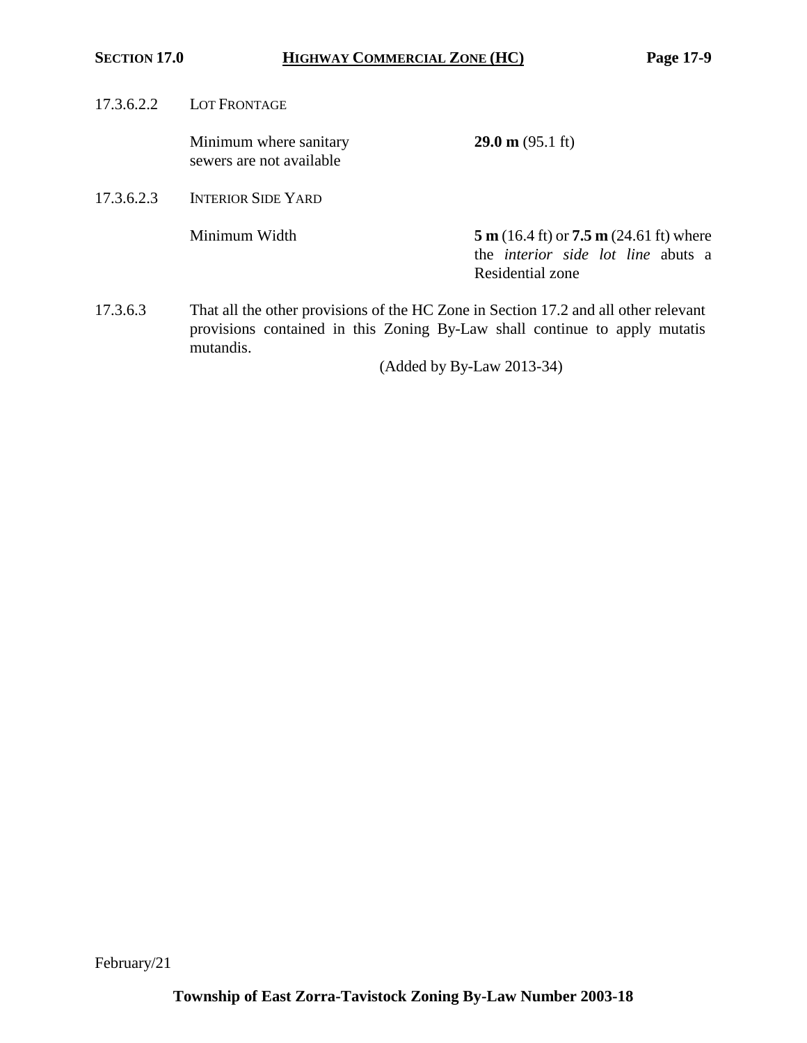17.3.6.2.2 LOT FRONTAGE

| | |
|---|---|
| Minimum where sanitary sewers are not available | **29.0 m** (95.1 ft) |

17.3.6.2.3 INTERIOR SIDE YARD

| | |
|---|---|
| Minimum Width | **5 m** (16.4 ft) or **7.5 m** (24.61 ft) where the *interior side lot line* abuts a Residential zone |

17.3.6.3 That all the other provisions of the HC Zone in Section 17.2 and all other relevant provisions contained in this Zoning By-Law shall continue to apply mutatis mutandis.

(Added by By-Law 2013-34)

February/21